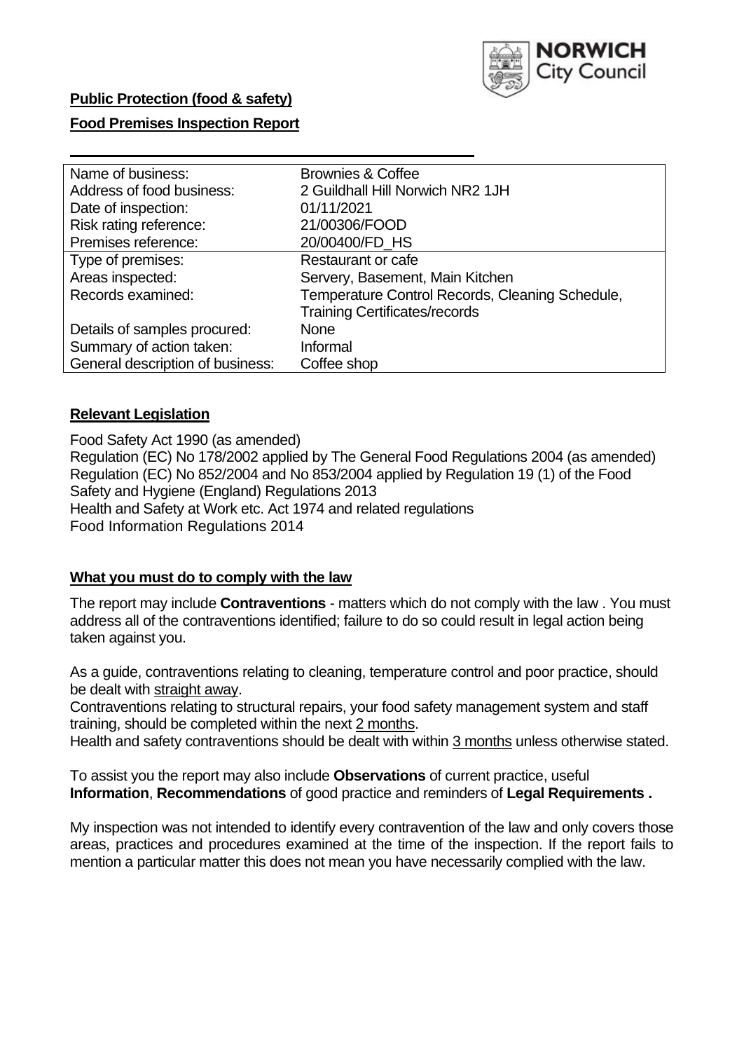**Public Protection (food & safety)**

**Food Premises Inspection Report**

| | |
|---|---|
| Name of business: | Brownies & Coffee |
| Address of food business: | 2 Guildhall Hill Norwich NR2 1JH |
| Date of inspection: | 01/11/2021 |
| Risk rating reference: | 21/00306/FOOD |
| Premises reference: | 20/00400/FD_HS |
| Type of premises: | Restaurant or cafe |
| Areas inspected: | Servery, Basement, Main Kitchen |
| Records examined: | Temperature Control Records, Cleaning Schedule, Training Certificates/records |
| Details of samples procured: | None |
| Summary of action taken: | Informal |
| General description of business: | Coffee shop |

## Relevant Legislation

Food Safety Act 1990 (as amended)
Regulation (EC) No 178/2002 applied by The General Food Regulations 2004 (as amended)
Regulation (EC) No 852/2004 and No 853/2004 applied by Regulation 19 (1) of the Food Safety and Hygiene (England) Regulations 2013
Health and Safety at Work etc. Act 1974 and related regulations
Food Information Regulations 2014

## What you must do to comply with the law

The report may include **Contraventions** - matters which do not comply with the law . You must address all of the contraventions identified; failure to do so could result in legal action being taken against you.

As a guide, contraventions relating to cleaning, temperature control and poor practice, should be dealt with straight away.
Contraventions relating to structural repairs, your food safety management system and staff training, should be completed within the next 2 months.
Health and safety contraventions should be dealt with within 3 months unless otherwise stated.

To assist you the report may also include **Observations** of current practice, useful **Information**, **Recommendations** of good practice and reminders of **Legal Requirements .**

My inspection was not intended to identify every contravention of the law and only covers those areas, practices and procedures examined at the time of the inspection. If the report fails to mention a particular matter this does not mean you have necessarily complied with the law.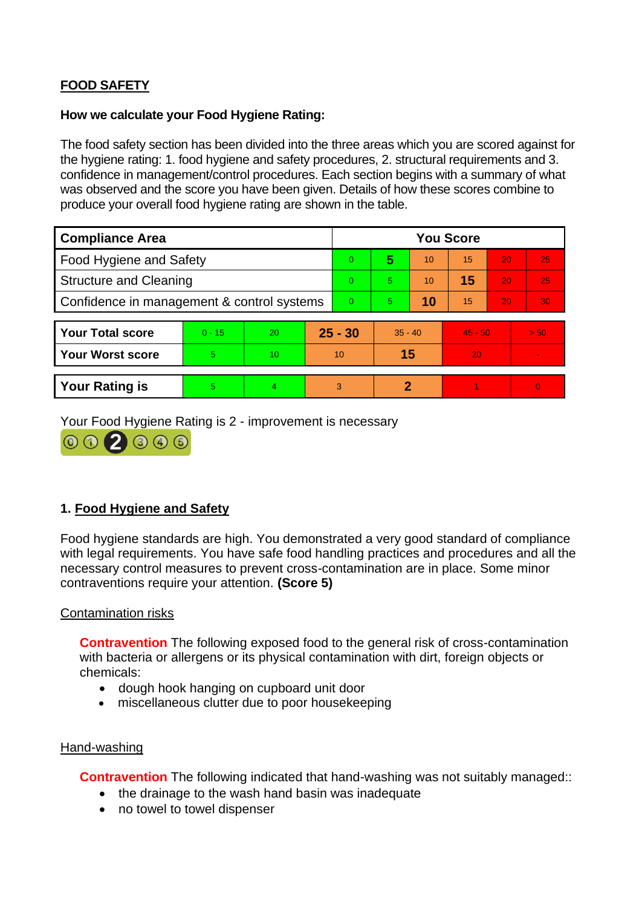**FOOD SAFETY**

**How we calculate your Food Hygiene Rating:**

The food safety section has been divided into the three areas which you are scored against for the hygiene rating: 1. food hygiene and safety procedures, 2. structural requirements and 3. confidence in management/control procedures. Each section begins with a summary of what was observed and the score you have been given. Details of how these scores combine to produce your overall food hygiene rating are shown in the table.

| Compliance Area | You Score | | | | | |
|---|---|---|---|---|---|---|
| Food Hygiene and Safety | 0 | **5** | 10 | 15 | 20 | 25 |
| Structure and Cleaning | 0 | 5 | 10 | **15** | 20 | 25 |
| Confidence in management & control systems | 0 | 5 | **10** | 15 | 20 | 30 |

| | | | | | | |
|---|---|---|---|---|---|---|
| **Your Total score** | 0 - 15 | 20 | **25 - 30** | 35 - 40 | 45 - 50 | > 50 |
| **Your Worst score** | 5 | 10 | 10 | **15** | 20 | - |

| | | | | | | |
|---|---|---|---|---|---|---|
| **Your Rating is** | 5 | 4 | 3 | **2** | 1 | 0 |

Your Food Hygiene Rating is 2 - improvement is necessary

## 1. Food Hygiene and Safety

Food hygiene standards are high. You demonstrated a very good standard of compliance with legal requirements. You have safe food handling practices and procedures and all the necessary control measures to prevent cross-contamination are in place. Some minor contraventions require your attention. **(Score 5)**

### Contamination risks

**Contravention** The following exposed food to the general risk of cross-contamination with bacteria or allergens or its physical contamination with dirt, foreign objects or chemicals:

- dough hook hanging on cupboard unit door
- miscellaneous clutter due to poor housekeeping

### Hand-washing

**Contravention** The following indicated that hand-washing was not suitably managed::

- the drainage to the wash hand basin was inadequate
- no towel to towel dispenser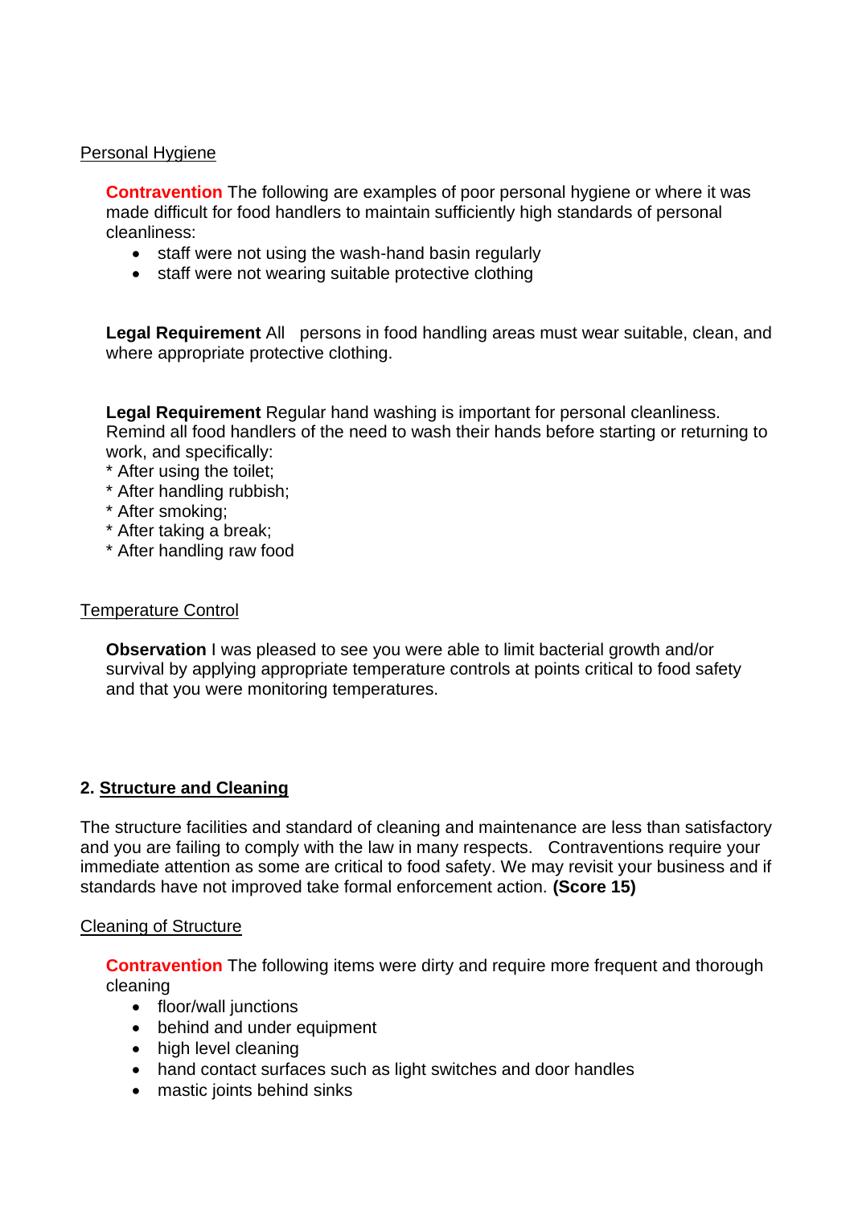Personal Hygiene

**Contravention** The following are examples of poor personal hygiene or where it was made difficult for food handlers to maintain sufficiently high standards of personal cleanliness:

- staff were not using the wash-hand basin regularly
- staff were not wearing suitable protective clothing

**Legal Requirement** All persons in food handling areas must wear suitable, clean, and where appropriate protective clothing.

**Legal Requirement** Regular hand washing is important for personal cleanliness. Remind all food handlers of the need to wash their hands before starting or returning to work, and specifically:
* After using the toilet;
* After handling rubbish;
* After smoking;
* After taking a break;
* After handling raw food

Temperature Control

**Observation** I was pleased to see you were able to limit bacterial growth and/or survival by applying appropriate temperature controls at points critical to food safety and that you were monitoring temperatures.

## 2. Structure and Cleaning

The structure facilities and standard of cleaning and maintenance are less than satisfactory and you are failing to comply with the law in many respects. Contraventions require your immediate attention as some are critical to food safety. We may revisit your business and if standards have not improved take formal enforcement action. **(Score 15)**

Cleaning of Structure

**Contravention** The following items were dirty and require more frequent and thorough cleaning

- floor/wall junctions
- behind and under equipment
- high level cleaning
- hand contact surfaces such as light switches and door handles
- mastic joints behind sinks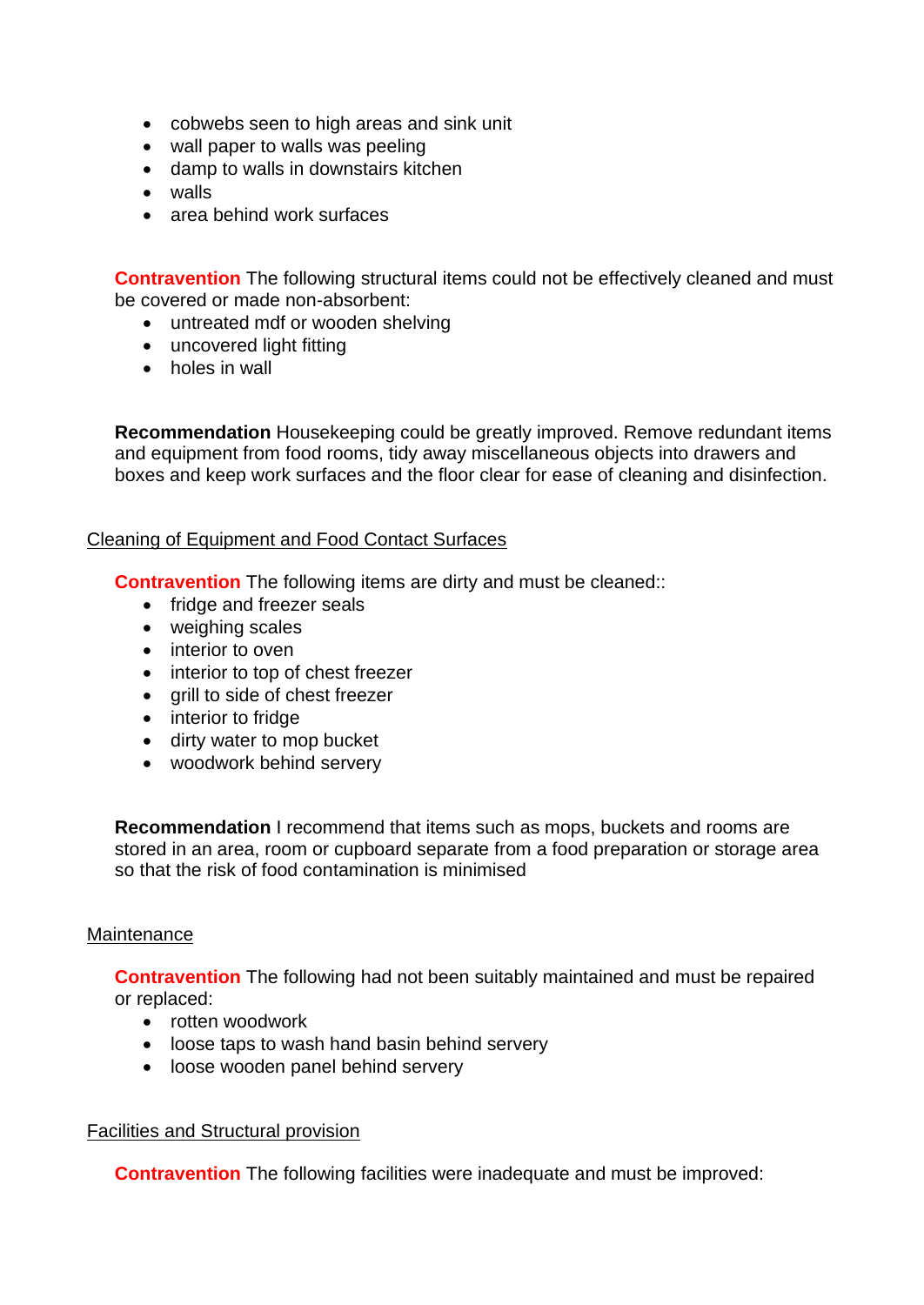- cobwebs seen to high areas and sink unit
- wall paper to walls was peeling
- damp to walls in downstairs kitchen
- walls
- area behind work surfaces

**Contravention** The following structural items could not be effectively cleaned and must be covered or made non-absorbent:

- untreated mdf or wooden shelving
- uncovered light fitting
- holes in wall

**Recommendation** Housekeeping could be greatly improved. Remove redundant items and equipment from food rooms, tidy away miscellaneous objects into drawers and boxes and keep work surfaces and the floor clear for ease of cleaning and disinfection.

Cleaning of Equipment and Food Contact Surfaces

**Contravention** The following items are dirty and must be cleaned::

- fridge and freezer seals
- weighing scales
- interior to oven
- interior to top of chest freezer
- grill to side of chest freezer
- interior to fridge
- dirty water to mop bucket
- woodwork behind servery

**Recommendation** I recommend that items such as mops, buckets and rooms are stored in an area, room or cupboard separate from a food preparation or storage area so that the risk of food contamination is minimised

Maintenance

**Contravention** The following had not been suitably maintained and must be repaired or replaced:

- rotten woodwork
- loose taps to wash hand basin behind servery
- loose wooden panel behind servery

Facilities and Structural provision

**Contravention** The following facilities were inadequate and must be improved: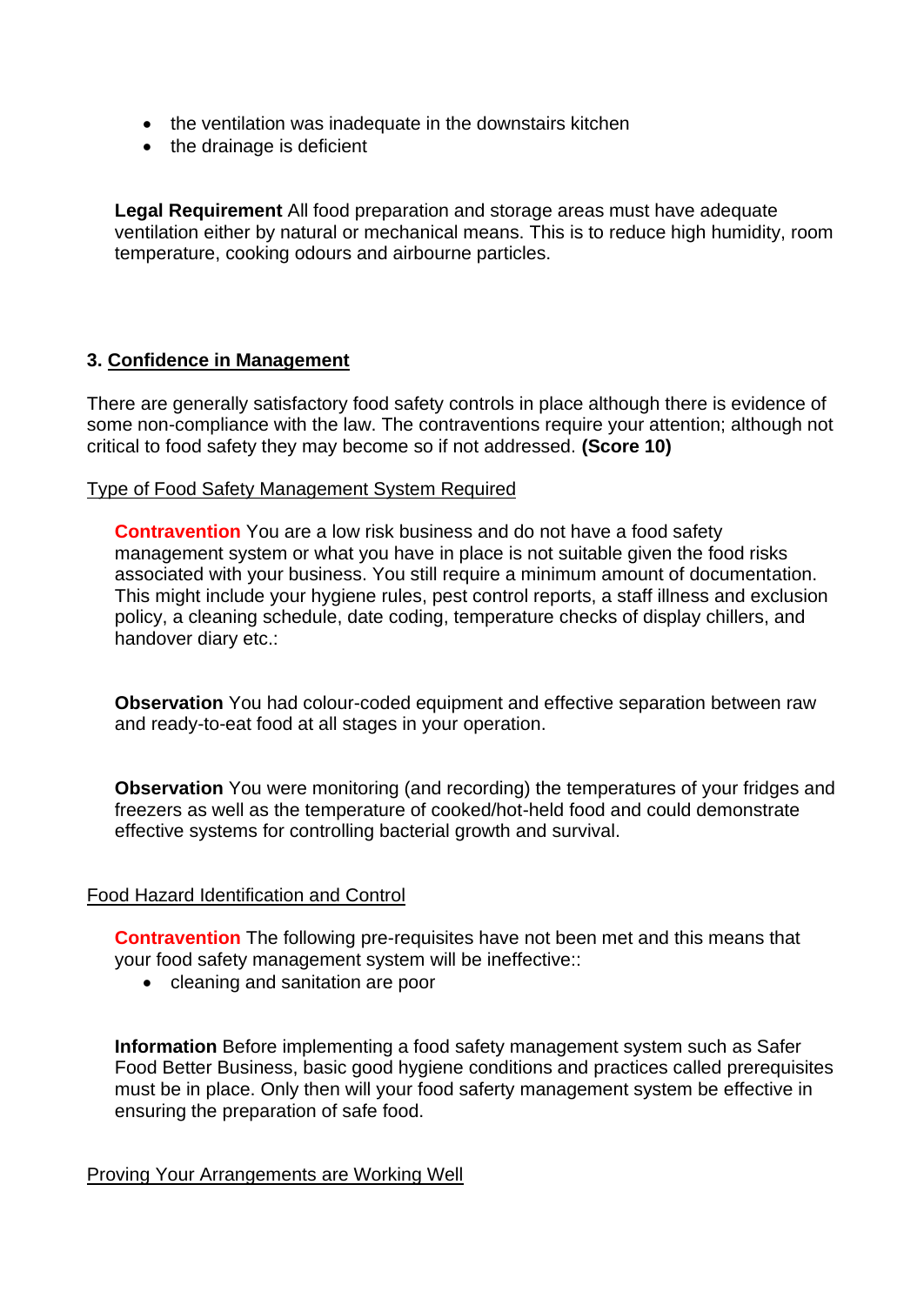- the ventilation was inadequate in the downstairs kitchen
- the drainage is deficient

**Legal Requirement** All food preparation and storage areas must have adequate ventilation either by natural or mechanical means. This is to reduce high humidity, room temperature, cooking odours and airbourne particles.

**3. Confidence in Management**

There are generally satisfactory food safety controls in place although there is evidence of some non-compliance with the law. The contraventions require your attention; although not critical to food safety they may become so if not addressed. **(Score 10)**

Type of Food Safety Management System Required

**Contravention** You are a low risk business and do not have a food safety management system or what you have in place is not suitable given the food risks associated with your business. You still require a minimum amount of documentation. This might include your hygiene rules, pest control reports, a staff illness and exclusion policy, a cleaning schedule, date coding, temperature checks of display chillers, and handover diary etc.:

**Observation** You had colour-coded equipment and effective separation between raw and ready-to-eat food at all stages in your operation.

**Observation** You were monitoring (and recording) the temperatures of your fridges and freezers as well as the temperature of cooked/hot-held food and could demonstrate effective systems for controlling bacterial growth and survival.

Food Hazard Identification and Control

**Contravention** The following pre-requisites have not been met and this means that your food safety management system will be ineffective::

- cleaning and sanitation are poor

**Information** Before implementing a food safety management system such as Safer Food Better Business, basic good hygiene conditions and practices called prerequisites must be in place. Only then will your food saferty management system be effective in ensuring the preparation of safe food.

Proving Your Arrangements are Working Well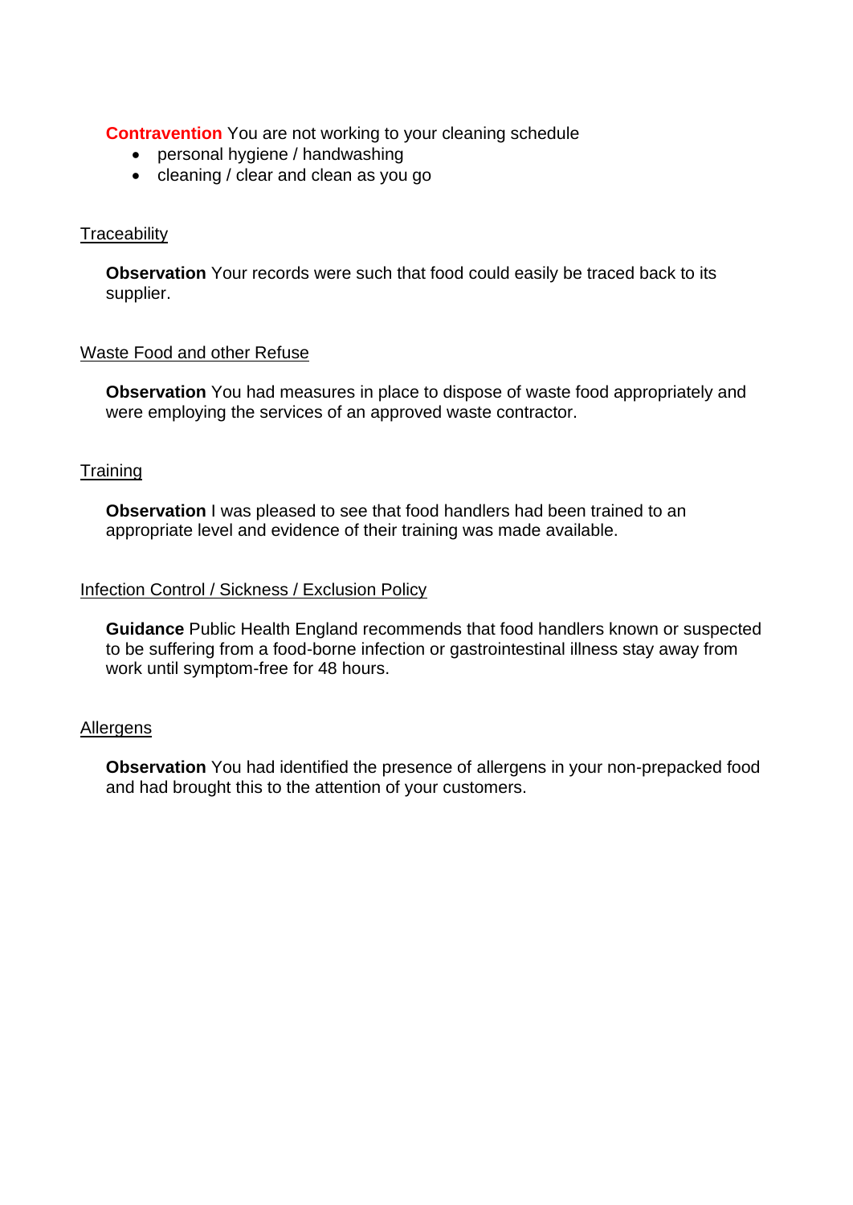**Contravention** You are not working to your cleaning schedule

- personal hygiene / handwashing
- cleaning / clear and clean as you go

Traceability

**Observation** Your records were such that food could easily be traced back to its supplier.

Waste Food and other Refuse

**Observation** You had measures in place to dispose of waste food appropriately and were employing the services of an approved waste contractor.

Training

**Observation** I was pleased to see that food handlers had been trained to an appropriate level and evidence of their training was made available.

Infection Control / Sickness / Exclusion Policy

**Guidance** Public Health England recommends that food handlers known or suspected to be suffering from a food-borne infection or gastrointestinal illness stay away from work until symptom-free for 48 hours.

Allergens

**Observation** You had identified the presence of allergens in your non-prepacked food and had brought this to the attention of your customers.